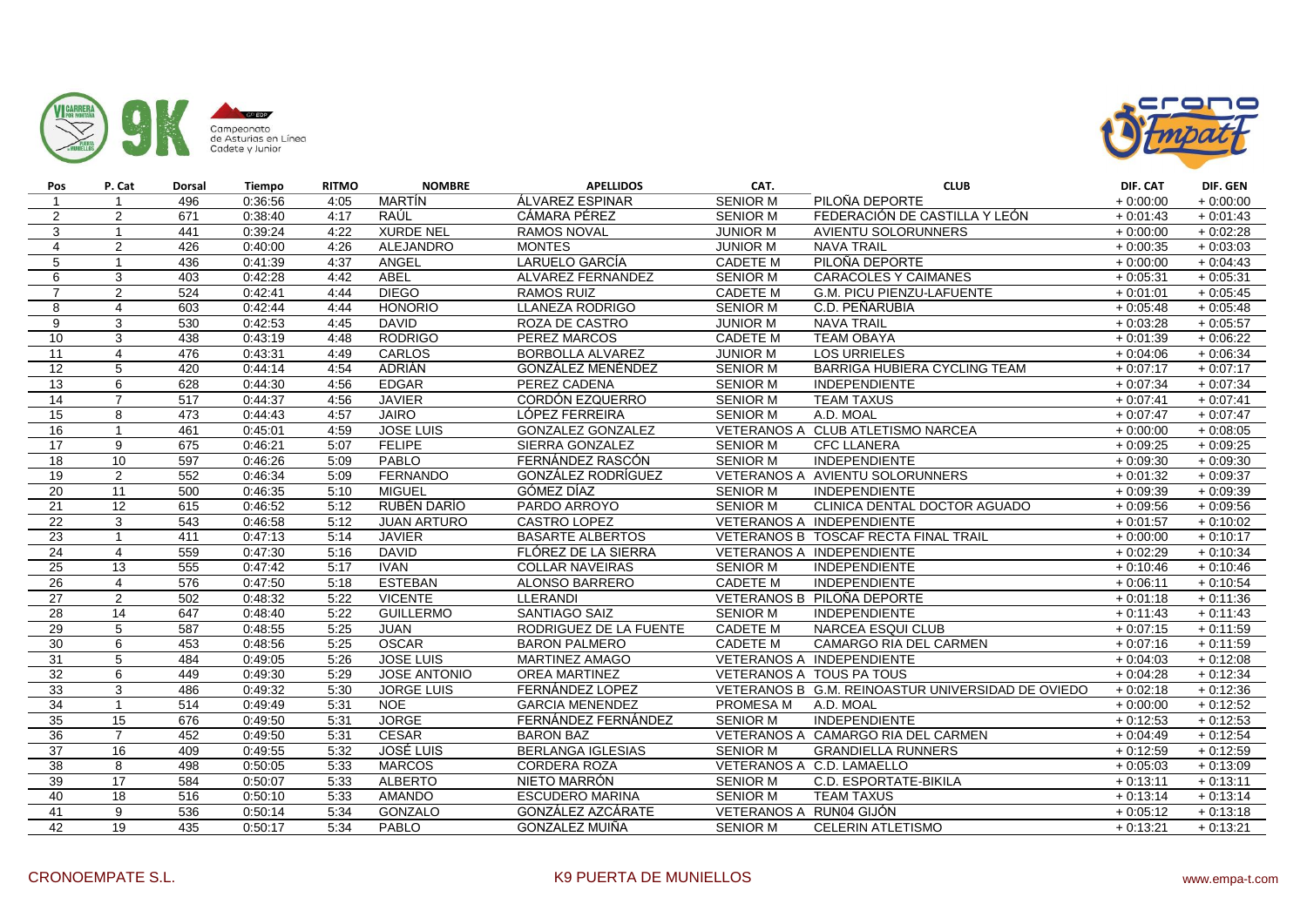Campeonato de Asturias en Línea Cadete y Junior

| Pos | P. Cat | Dorsal | Tiempo | RITMO | NOMBRE | APELLIDOS | CAT. | CLUB | DIF. CAT | DIF. GEN |
|---|---|---|---|---|---|---|---|---|---|---|
| 1 | 1 | 496 | 0:36:56 | 4:05 | MARTÍN | ÁLVAREZ ESPINAR | SENIOR M | PILOÑA DEPORTE | + 0:00:00 | + 0:00:00 |
| 2 | 2 | 671 | 0:38:40 | 4:17 | RAÚL | CÁMARA PÉREZ | SENIOR M | FEDERACIÓN DE CASTILLA Y LEÓN | + 0:01:43 | + 0:01:43 |
| 3 | 1 | 441 | 0:39:24 | 4:22 | XURDE NEL | RAMOS NOVAL | JUNIOR M | AVIENTU SOLORUNNERS | + 0:00:00 | + 0:02:28 |
| 4 | 2 | 426 | 0:40:00 | 4:26 | ALEJANDRO | MONTES | JUNIOR M | NAVA TRAIL | + 0:00:35 | + 0:03:03 |
| 5 | 1 | 436 | 0:41:39 | 4:37 | ANGEL | LARUELO GARCÍA | CADETE M | PILOÑA DEPORTE | + 0:00:00 | + 0:04:43 |
| 6 | 3 | 403 | 0:42:28 | 4:42 | ABEL | ALVAREZ FERNANDEZ | SENIOR M | CARACOLES Y CAIMANES | + 0:05:31 | + 0:05:31 |
| 7 | 2 | 524 | 0:42:41 | 4:44 | DIEGO | RAMOS RUIZ | CADETE M | G.M. PICU PIENZU-LAFUENTE | + 0:01:01 | + 0:05:45 |
| 8 | 4 | 603 | 0:42:44 | 4:44 | HONORIO | LLANEZA RODRIGO | SENIOR M | C.D. PEÑARUBIA | + 0:05:48 | + 0:05:48 |
| 9 | 3 | 530 | 0:42:53 | 4:45 | DAVID | ROZA DE CASTRO | JUNIOR M | NAVA TRAIL | + 0:03:28 | + 0:05:57 |
| 10 | 3 | 438 | 0:43:19 | 4:48 | RODRIGO | PEREZ MARCOS | CADETE M | TEAM OBAYA | + 0:01:39 | + 0:06:22 |
| 11 | 4 | 476 | 0:43:31 | 4:49 | CARLOS | BORBOLLA ALVAREZ | JUNIOR M | LOS URRIELES | + 0:04:06 | + 0:06:34 |
| 12 | 5 | 420 | 0:44:14 | 4:54 | ADRIÁN | GONZÁLEZ MENÉNDEZ | SENIOR M | BARRIGA HUBIERA CYCLING TEAM | + 0:07:17 | + 0:07:17 |
| 13 | 6 | 628 | 0:44:30 | 4:56 | EDGAR | PEREZ CADENA | SENIOR M | INDEPENDIENTE | + 0:07:34 | + 0:07:34 |
| 14 | 7 | 517 | 0:44:37 | 4:56 | JAVIER | CORDÓN EZQUERRO | SENIOR M | TEAM TAXUS | + 0:07:41 | + 0:07:41 |
| 15 | 8 | 473 | 0:44:43 | 4:57 | JAIRO | LÓPEZ FERREIRA | SENIOR M | A.D. MOAL | + 0:07:47 | + 0:07:47 |
| 16 | 1 | 461 | 0:45:01 | 4:59 | JOSE LUIS | GONZALEZ GONZALEZ | VETERANOS A | CLUB ATLETISMO NARCEA | + 0:00:00 | + 0:08:05 |
| 17 | 9 | 675 | 0:46:21 | 5:07 | FELIPE | SIERRA GONZALEZ | SENIOR M | CFC LLANERA | + 0:09:25 | + 0:09:25 |
| 18 | 10 | 597 | 0:46:26 | 5:09 | PABLO | FERNÁNDEZ RASCÓN | SENIOR M | INDEPENDIENTE | + 0:09:30 | + 0:09:30 |
| 19 | 2 | 552 | 0:46:34 | 5:09 | FERNANDO | GONZÁLEZ RODRÍGUEZ | VETERANOS A | AVIENTU SOLORUNNERS | + 0:01:32 | + 0:09:37 |
| 20 | 11 | 500 | 0:46:35 | 5:10 | MIGUEL | GÓMEZ DÍAZ | SENIOR M | INDEPENDIENTE | + 0:09:39 | + 0:09:39 |
| 21 | 12 | 615 | 0:46:52 | 5:12 | RUBÉN DARÍO | PARDO ARROYO | SENIOR M | CLINICA DENTAL DOCTOR AGUADO | + 0:09:56 | + 0:09:56 |
| 22 | 3 | 543 | 0:46:58 | 5:12 | JUAN ARTURO | CASTRO LOPEZ | VETERANOS A | INDEPENDIENTE | + 0:01:57 | + 0:10:02 |
| 23 | 1 | 411 | 0:47:13 | 5:14 | JAVIER | BASARTE ALBERTOS | VETERANOS B | TOSCAF RECTA FINAL TRAIL | + 0:00:00 | + 0:10:17 |
| 24 | 4 | 559 | 0:47:30 | 5:16 | DAVID | FLÓREZ DE LA SIERRA | VETERANOS A | INDEPENDIENTE | + 0:02:29 | + 0:10:34 |
| 25 | 13 | 555 | 0:47:42 | 5:17 | IVAN | COLLAR NAVEIRAS | SENIOR M | INDEPENDIENTE | + 0:10:46 | + 0:10:46 |
| 26 | 4 | 576 | 0:47:50 | 5:18 | ESTEBAN | ALONSO BARRERO | CADETE M | INDEPENDIENTE | + 0:06:11 | + 0:10:54 |
| 27 | 2 | 502 | 0:48:32 | 5:22 | VICENTE | LLERANDI | VETERANOS B | PILOÑA DEPORTE | + 0:01:18 | + 0:11:36 |
| 28 | 14 | 647 | 0:48:40 | 5:22 | GUILLERMO | SANTIAGO SAIZ | SENIOR M | INDEPENDIENTE | + 0:11:43 | + 0:11:43 |
| 29 | 5 | 587 | 0:48:55 | 5:25 | JUAN | RODRIGUEZ DE LA FUENTE | CADETE M | NARCEA ESQUI CLUB | + 0:07:15 | + 0:11:59 |
| 30 | 6 | 453 | 0:48:56 | 5:25 | OSCAR | BARON PALMERO | CADETE M | CAMARGO RIA DEL CARMEN | + 0:07:16 | + 0:11:59 |
| 31 | 5 | 484 | 0:49:05 | 5:26 | JOSE LUIS | MARTINEZ AMAGO | VETERANOS A | INDEPENDIENTE | + 0:04:03 | + 0:12:08 |
| 32 | 6 | 449 | 0:49:30 | 5:29 | JOSE ANTONIO | OREA MARTINEZ | VETERANOS A | TOUS PA TOUS | + 0:04:28 | + 0:12:34 |
| 33 | 3 | 486 | 0:49:32 | 5:30 | JORGE LUIS | FERNÁNDEZ LOPEZ | VETERANOS B | G.M. REINOASTUR UNIVERSIDAD DE OVIEDO | + 0:02:18 | + 0:12:36 |
| 34 | 1 | 514 | 0:49:49 | 5:31 | NOE | GARCIA MENENDEZ | PROMESA M | A.D. MOAL | + 0:00:00 | + 0:12:52 |
| 35 | 15 | 676 | 0:49:50 | 5:31 | JORGE | FERNÁNDEZ FERNÁNDEZ | SENIOR M | INDEPENDIENTE | + 0:12:53 | + 0:12:53 |
| 36 | 7 | 452 | 0:49:50 | 5:31 | CESAR | BARON BAZ | VETERANOS A | CAMARGO RIA DEL CARMEN | + 0:04:49 | + 0:12:54 |
| 37 | 16 | 409 | 0:49:55 | 5:32 | JOSÉ LUIS | BERLANGA IGLESIAS | SENIOR M | GRANDIELLA RUNNERS | + 0:12:59 | + 0:12:59 |
| 38 | 8 | 498 | 0:50:05 | 5:33 | MARCOS | CORDERA ROZA | VETERANOS A | C.D. LAMAELLO | + 0:05:03 | + 0:13:09 |
| 39 | 17 | 584 | 0:50:07 | 5:33 | ALBERTO | NIETO MARRÓN | SENIOR M | C.D. ESPORTATE-BIKILA | + 0:13:11 | + 0:13:11 |
| 40 | 18 | 516 | 0:50:10 | 5:33 | AMANDO | ESCUDERO MARINA | SENIOR M | TEAM TAXUS | + 0:13:14 | + 0:13:14 |
| 41 | 9 | 536 | 0:50:14 | 5:34 | GONZALO | GONZÁLEZ AZCÁRATE | VETERANOS A | RUN04 GIJÓN | + 0:05:12 | + 0:13:18 |
| 42 | 19 | 435 | 0:50:17 | 5:34 | PABLO | GONZALEZ MUIÑA | SENIOR M | CELERIN ATLETISMO | + 0:13:21 | + 0:13:21 |

CRONOEMPATE S.L. K9 PUERTA DE MUNIELLOS www.empa-t.com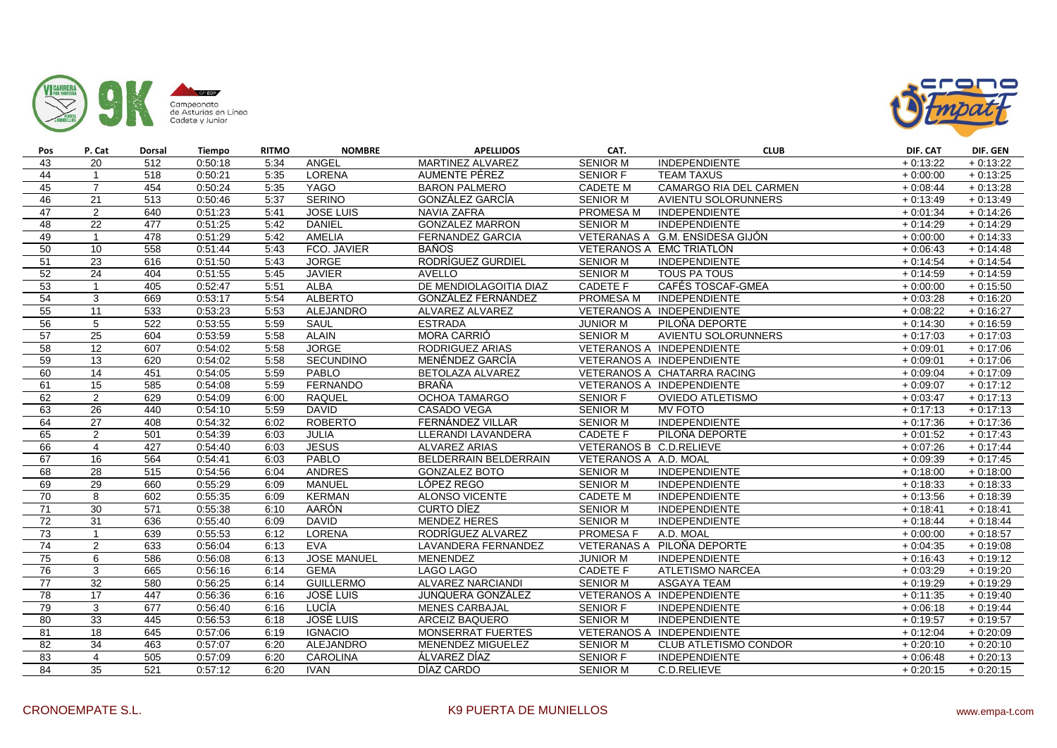| Pos | P. Cat | Dorsal | Tiempo | RITMO | NOMBRE | APELLIDOS | CAT. | CLUB | DIF. CAT | DIF. GEN |
|---|---|---|---|---|---|---|---|---|---|---|
| 43 | 20 | 512 | 0:50:18 | 5:34 | ANGEL | MARTINEZ ALVAREZ | SENIOR M | INDEPENDIENTE | + 0:13:22 | + 0:13:22 |
| 44 | 1 | 518 | 0:50:21 | 5:35 | LORENA | AUMENTE PÉREZ | SENIOR F | TEAM TAXUS | + 0:00:00 | + 0:13:25 |
| 45 | 7 | 454 | 0:50:24 | 5:35 | YAGO | BARON PALMERO | CADETE M | CAMARGO RIA DEL CARMEN | + 0:08:44 | + 0:13:28 |
| 46 | 21 | 513 | 0:50:46 | 5:37 | SERINO | GONZÁLEZ GARCÍA | SENIOR M | AVIENTU SOLORUNNERS | + 0:13:49 | + 0:13:49 |
| 47 | 2 | 640 | 0:51:23 | 5:41 | JOSE LUIS | NAVIA ZAFRA | PROMESA M | INDEPENDIENTE | + 0:01:34 | + 0:14:26 |
| 48 | 22 | 477 | 0:51:25 | 5:42 | DANIEL | GONZALEZ MARRON | SENIOR M | INDEPENDIENTE | + 0:14:29 | + 0:14:29 |
| 49 | 1 | 478 | 0:51:29 | 5:42 | AMELIA | FERNANDEZ GARCIA | VETERANAS A | G.M. ENSIDESA GIJÓN | + 0:00:00 | + 0:14:33 |
| 50 | 10 | 558 | 0:51:44 | 5:43 | FCO. JAVIER | BAÑOS | VETERANOS A | EMC TRIATLÓN | + 0:06:43 | + 0:14:48 |
| 51 | 23 | 616 | 0:51:50 | 5:43 | JORGE | RODRÍGUEZ GURDIEL | SENIOR M | INDEPENDIENTE | + 0:14:54 | + 0:14:54 |
| 52 | 24 | 404 | 0:51:55 | 5:45 | JAVIER | AVELLO | SENIOR M | TOUS PA TOUS | + 0:14:59 | + 0:14:59 |
| 53 | 1 | 405 | 0:52:47 | 5:51 | ALBA | DE MENDIOLAGOITIA DIAZ | CADETE F | CAFÉS TOSCAF-GMEA | + 0:00:00 | + 0:15:50 |
| 54 | 3 | 669 | 0:53:17 | 5:54 | ALBERTO | GONZÁLEZ FERNÁNDEZ | PROMESA M | INDEPENDIENTE | + 0:03:28 | + 0:16:20 |
| 55 | 11 | 533 | 0:53:23 | 5:53 | ALEJANDRO | ALVAREZ ALVAREZ | VETERANOS A | INDEPENDIENTE | + 0:08:22 | + 0:16:27 |
| 56 | 5 | 522 | 0:53:55 | 5:59 | SAUL | ESTRADA | JUNIOR M | PILOÑA DEPORTE | + 0:14:30 | + 0:16:59 |
| 57 | 25 | 604 | 0:53:59 | 5:58 | ALAIN | MORA CARRIÓ | SENIOR M | AVIENTU SOLORUNNERS | + 0:17:03 | + 0:17:03 |
| 58 | 12 | 607 | 0:54:02 | 5:58 | JORGE | RODRIGUEZ ARIAS | VETERANOS A | INDEPENDIENTE | + 0:09:01 | + 0:17:06 |
| 59 | 13 | 620 | 0:54:02 | 5:58 | SECUNDINO | MENÉNDEZ GARCÍA | VETERANOS A | INDEPENDIENTE | + 0:09:01 | + 0:17:06 |
| 60 | 14 | 451 | 0:54:05 | 5:59 | PABLO | BETOLAZA ALVAREZ | VETERANOS A | CHATARRA RACING | + 0:09:04 | + 0:17:09 |
| 61 | 15 | 585 | 0:54:08 | 5:59 | FERNANDO | BRAÑA | VETERANOS A | INDEPENDIENTE | + 0:09:07 | + 0:17:12 |
| 62 | 2 | 629 | 0:54:09 | 6:00 | RAQUEL | OCHOA TAMARGO | SENIOR F | OVIEDO ATLETISMO | + 0:03:47 | + 0:17:13 |
| 63 | 26 | 440 | 0:54:10 | 5:59 | DAVID | CASADO VEGA | SENIOR M | MV FOTO | + 0:17:13 | + 0:17:13 |
| 64 | 27 | 408 | 0:54:32 | 6:02 | ROBERTO | FERNÁNDEZ VILLAR | SENIOR M | INDEPENDIENTE | + 0:17:36 | + 0:17:36 |
| 65 | 2 | 501 | 0:54:39 | 6:03 | JULIA | LLERANDI LAVANDERA | CADETE F | PILOÑA DEPORTE | + 0:01:52 | + 0:17:43 |
| 66 | 4 | 427 | 0:54:40 | 6:03 | JESUS | ALVAREZ ARIAS | VETERANOS B | C.D.RELIEVE | + 0:07:26 | + 0:17:44 |
| 67 | 16 | 564 | 0:54:41 | 6:03 | PABLO | BELDERRAIN BELDERRAIN | VETERANOS A | A.D. MOAL | + 0:09:39 | + 0:17:45 |
| 68 | 28 | 515 | 0:54:56 | 6:04 | ANDRES | GONZALEZ BOTO | SENIOR M | INDEPENDIENTE | + 0:18:00 | + 0:18:00 |
| 69 | 29 | 660 | 0:55:29 | 6:09 | MANUEL | LÓPEZ REGO | SENIOR M | INDEPENDIENTE | + 0:18:33 | + 0:18:33 |
| 70 | 8 | 602 | 0:55:35 | 6:09 | KERMAN | ALONSO VICENTE | CADETE M | INDEPENDIENTE | + 0:13:56 | + 0:18:39 |
| 71 | 30 | 571 | 0:55:38 | 6:10 | AARÓN | CURTO DÍEZ | SENIOR M | INDEPENDIENTE | + 0:18:41 | + 0:18:41 |
| 72 | 31 | 636 | 0:55:40 | 6:09 | DAVID | MENDEZ HERES | SENIOR M | INDEPENDIENTE | + 0:18:44 | + 0:18:44 |
| 73 | 1 | 639 | 0:55:53 | 6:12 | LORENA | RODRÍGUEZ ALVAREZ | PROMESA F | A.D. MOAL | + 0:00:00 | + 0:18:57 |
| 74 | 2 | 633 | 0:56:04 | 6:13 | EVA | LAVANDERA FERNANDEZ | VETERANAS A | PILOÑA DEPORTE | + 0:04:35 | + 0:19:08 |
| 75 | 6 | 586 | 0:56:08 | 6:13 | JOSE MANUEL | MENENDEZ | JUNIOR M | INDEPENDIENTE | + 0:16:43 | + 0:19:12 |
| 76 | 3 | 665 | 0:56:16 | 6:14 | GEMA | LAGO LAGO | CADETE F | ATLETISMO NARCEA | + 0:03:29 | + 0:19:20 |
| 77 | 32 | 580 | 0:56:25 | 6:14 | GUILLERMO | ALVAREZ NARCIANDI | SENIOR M | ASGAYA TEAM | + 0:19:29 | + 0:19:29 |
| 78 | 17 | 447 | 0:56:36 | 6:16 | JOSÉ LUIS | JUNQUERA GONZÁLEZ | VETERANOS A | INDEPENDIENTE | + 0:11:35 | + 0:19:40 |
| 79 | 3 | 677 | 0:56:40 | 6:16 | LUCÍA | MENES CARBAJAL | SENIOR F | INDEPENDIENTE | + 0:06:18 | + 0:19:44 |
| 80 | 33 | 445 | 0:56:53 | 6:18 | JOSÉ LUIS | ARCEIZ BAQUERO | SENIOR M | INDEPENDIENTE | + 0:19:57 | + 0:19:57 |
| 81 | 18 | 645 | 0:57:06 | 6:19 | IGNACIO | MONSERRAT FUERTES | VETERANOS A | INDEPENDIENTE | + 0:12:04 | + 0:20:09 |
| 82 | 34 | 463 | 0:57:07 | 6:20 | ALEJANDRO | MENENDEZ MIGUELEZ | SENIOR M | CLUB ATLETISMO CONDOR | + 0:20:10 | + 0:20:10 |
| 83 | 4 | 505 | 0:57:09 | 6:20 | CAROLINA | ÁLVAREZ DÍAZ | SENIOR F | INDEPENDIENTE | + 0:06:48 | + 0:20:13 |
| 84 | 35 | 521 | 0:57:12 | 6:20 | IVAN | DÍAZ CARDO | SENIOR M | C.D.RELIEVE | + 0:20:15 | + 0:20:15 |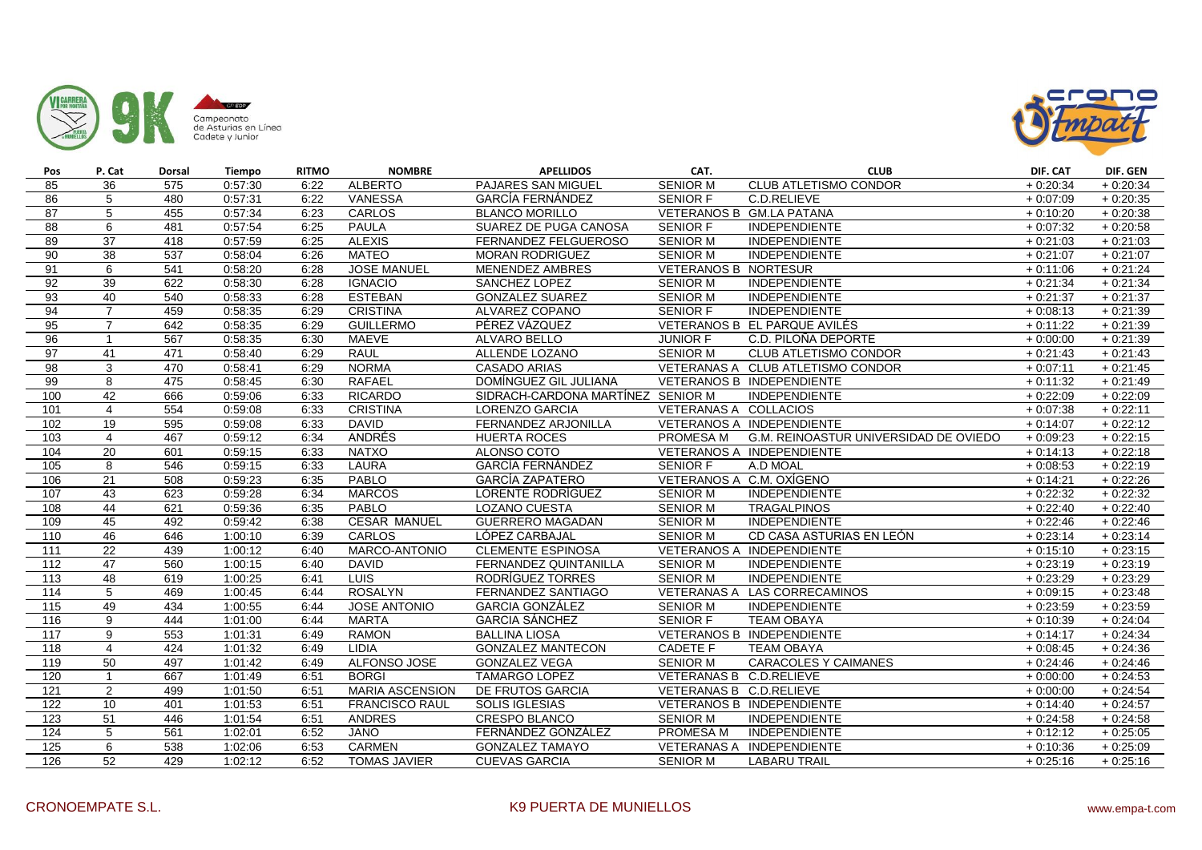| Pos | P. Cat | Dorsal | Tiempo | RITMO | NOMBRE | APELLIDOS | CAT. | CLUB | DIF. CAT | DIF. GEN |
|---|---|---|---|---|---|---|---|---|---|---|
| 85 | 36 | 575 | 0:57:30 | 6:22 | ALBERTO | PAJARES SAN MIGUEL | SENIOR M | CLUB ATLETISMO CONDOR | + 0:20:34 | + 0:20:34 |
| 86 | 5 | 480 | 0:57:31 | 6:22 | VANESSA | GARCÍA FERNÁNDEZ | SENIOR F | C.D.RELIEVE | + 0:07:09 | + 0:20:35 |
| 87 | 5 | 455 | 0:57:34 | 6:23 | CARLOS | BLANCO MORILLO | VETERANOS B | GM.LA PATANA | + 0:10:20 | + 0:20:38 |
| 88 | 6 | 481 | 0:57:54 | 6:25 | PAULA | SUAREZ DE PUGA CANOSA | SENIOR F | INDEPENDIENTE | + 0:07:32 | + 0:20:58 |
| 89 | 37 | 418 | 0:57:59 | 6:25 | ALEXIS | FERNANDEZ FELGUEROSO | SENIOR M | INDEPENDIENTE | + 0:21:03 | + 0:21:03 |
| 90 | 38 | 537 | 0:58:04 | 6:26 | MATEO | MORAN RODRIGUEZ | SENIOR M | INDEPENDIENTE | + 0:21:07 | + 0:21:07 |
| 91 | 6 | 541 | 0:58:20 | 6:28 | JOSE MANUEL | MENENDEZ AMBRES | VETERANOS B | NORTESUR | + 0:11:06 | + 0:21:24 |
| 92 | 39 | 622 | 0:58:30 | 6:28 | IGNACIO | SANCHEZ LOPEZ | SENIOR M | INDEPENDIENTE | + 0:21:34 | + 0:21:34 |
| 93 | 40 | 540 | 0:58:33 | 6:28 | ESTEBAN | GONZALEZ SUAREZ | SENIOR M | INDEPENDIENTE | + 0:21:37 | + 0:21:37 |
| 94 | 7 | 459 | 0:58:35 | 6:29 | CRISTINA | ALVAREZ COPANO | SENIOR F | INDEPENDIENTE | + 0:08:13 | + 0:21:39 |
| 95 | 7 | 642 | 0:58:35 | 6:29 | GUILLERMO | PÉREZ VÁZQUEZ | VETERANOS B | EL PARQUE AVILÉS | + 0:11:22 | + 0:21:39 |
| 96 | 1 | 567 | 0:58:35 | 6:30 | MAEVE | ALVARO BELLO | JUNIOR F | C.D. PILOÑA DEPORTE | + 0:00:00 | + 0:21:39 |
| 97 | 41 | 471 | 0:58:40 | 6:29 | RAUL | ALLENDE LOZANO | SENIOR M | CLUB ATLETISMO CONDOR | + 0:21:43 | + 0:21:43 |
| 98 | 3 | 470 | 0:58:41 | 6:29 | NORMA | CASADO ARIAS | VETERANAS A | CLUB ATLETISMO CONDOR | + 0:07:11 | + 0:21:45 |
| 99 | 8 | 475 | 0:58:45 | 6:30 | RAFAEL | DOMÍNGUEZ GIL JULIANA | VETERANOS B | INDEPENDIENTE | + 0:11:32 | + 0:21:49 |
| 100 | 42 | 666 | 0:59:06 | 6:33 | RICARDO | SIDRACH-CARDONA MARTÍNEZ | SENIOR M | INDEPENDIENTE | + 0:22:09 | + 0:22:09 |
| 101 | 4 | 554 | 0:59:08 | 6:33 | CRISTINA | LORENZO GARCIA | VETERANAS A | COLLACIOS | + 0:07:38 | + 0:22:11 |
| 102 | 19 | 595 | 0:59:08 | 6:33 | DAVID | FERNANDEZ ARJONILLA | VETERANOS A | INDEPENDIENTE | + 0:14:07 | + 0:22:12 |
| 103 | 4 | 467 | 0:59:12 | 6:34 | ANDRÉS | HUERTA ROCES | PROMESA M | G.M. REINOASTUR UNIVERSIDAD DE OVIEDO | + 0:09:23 | + 0:22:15 |
| 104 | 20 | 601 | 0:59:15 | 6:33 | NATXO | ALONSO COTO | VETERANOS A | INDEPENDIENTE | + 0:14:13 | + 0:22:18 |
| 105 | 8 | 546 | 0:59:15 | 6:33 | LAURA | GARCÍA FERNÁNDEZ | SENIOR F | A.D MOAL | + 0:08:53 | + 0:22:19 |
| 106 | 21 | 508 | 0:59:23 | 6:35 | PABLO | GARCÍA ZAPATERO | VETERANOS A | C.M. OXÍGENO | + 0:14:21 | + 0:22:26 |
| 107 | 43 | 623 | 0:59:28 | 6:34 | MARCOS | LORENTE RODRÍGUEZ | SENIOR M | INDEPENDIENTE | + 0:22:32 | + 0:22:32 |
| 108 | 44 | 621 | 0:59:36 | 6:35 | PABLO | LOZANO CUESTA | SENIOR M | TRAGALPINOS | + 0:22:40 | + 0:22:40 |
| 109 | 45 | 492 | 0:59:42 | 6:38 | CESAR MANUEL | GUERRERO MAGADAN | SENIOR M | INDEPENDIENTE | + 0:22:46 | + 0:22:46 |
| 110 | 46 | 646 | 1:00:10 | 6:39 | CARLOS | LÓPEZ CARBAJAL | SENIOR M | CD CASA ASTURIAS EN LEÓN | + 0:23:14 | + 0:23:14 |
| 111 | 22 | 439 | 1:00:12 | 6:40 | MARCO-ANTONIO | CLEMENTE ESPINOSA | VETERANOS A | INDEPENDIENTE | + 0:15:10 | + 0:23:15 |
| 112 | 47 | 560 | 1:00:15 | 6:40 | DAVID | FERNANDEZ QUINTANILLA | SENIOR M | INDEPENDIENTE | + 0:23:19 | + 0:23:19 |
| 113 | 48 | 619 | 1:00:25 | 6:41 | LUIS | RODRÍGUEZ TORRES | SENIOR M | INDEPENDIENTE | + 0:23:29 | + 0:23:29 |
| 114 | 5 | 469 | 1:00:45 | 6:44 | ROSALYN | FERNANDEZ SANTIAGO | VETERANAS A | LAS CORRECAMINOS | + 0:09:15 | + 0:23:48 |
| 115 | 49 | 434 | 1:00:55 | 6:44 | JOSE ANTONIO | GARCIA GONZÁLEZ | SENIOR M | INDEPENDIENTE | + 0:23:59 | + 0:23:59 |
| 116 | 9 | 444 | 1:01:00 | 6:44 | MARTA | GARCIA SÁNCHEZ | SENIOR F | TEAM OBAYA | + 0:10:39 | + 0:24:04 |
| 117 | 9 | 553 | 1:01:31 | 6:49 | RAMON | BALLINA LIOSA | VETERANOS B | INDEPENDIENTE | + 0:14:17 | + 0:24:34 |
| 118 | 4 | 424 | 1:01:32 | 6:49 | LIDIA | GONZALEZ MANTECON | CADETE F | TEAM OBAYA | + 0:08:45 | + 0:24:36 |
| 119 | 50 | 497 | 1:01:42 | 6:49 | ALFONSO JOSE | GONZALEZ VEGA | SENIOR M | CARACOLES Y CAIMANES | + 0:24:46 | + 0:24:46 |
| 120 | 1 | 667 | 1:01:49 | 6:51 | BORGI | TAMARGO LOPEZ | VETERANAS B | C.D.RELIEVE | + 0:00:00 | + 0:24:53 |
| 121 | 2 | 499 | 1:01:50 | 6:51 | MARIA ASCENSION | DE FRUTOS GARCIA | VETERANAS B | C.D.RELIEVE | + 0:00:00 | + 0:24:54 |
| 122 | 10 | 401 | 1:01:53 | 6:51 | FRANCISCO RAUL | SOLIS IGLESIAS | VETERANOS B | INDEPENDIENTE | + 0:14:40 | + 0:24:57 |
| 123 | 51 | 446 | 1:01:54 | 6:51 | ANDRES | CRESPO BLANCO | SENIOR M | INDEPENDIENTE | + 0:24:58 | + 0:24:58 |
| 124 | 5 | 561 | 1:02:01 | 6:52 | JANO | FERNÁNDEZ GONZÁLEZ | PROMESA M | INDEPENDIENTE | + 0:12:12 | + 0:25:05 |
| 125 | 6 | 538 | 1:02:06 | 6:53 | CARMEN | GONZALEZ TAMAYO | VETERANAS A | INDEPENDIENTE | + 0:10:36 | + 0:25:09 |
| 126 | 52 | 429 | 1:02:12 | 6:52 | TOMAS JAVIER | CUEVAS GARCIA | SENIOR M | LABARU TRAIL | + 0:25:16 | + 0:25:16 |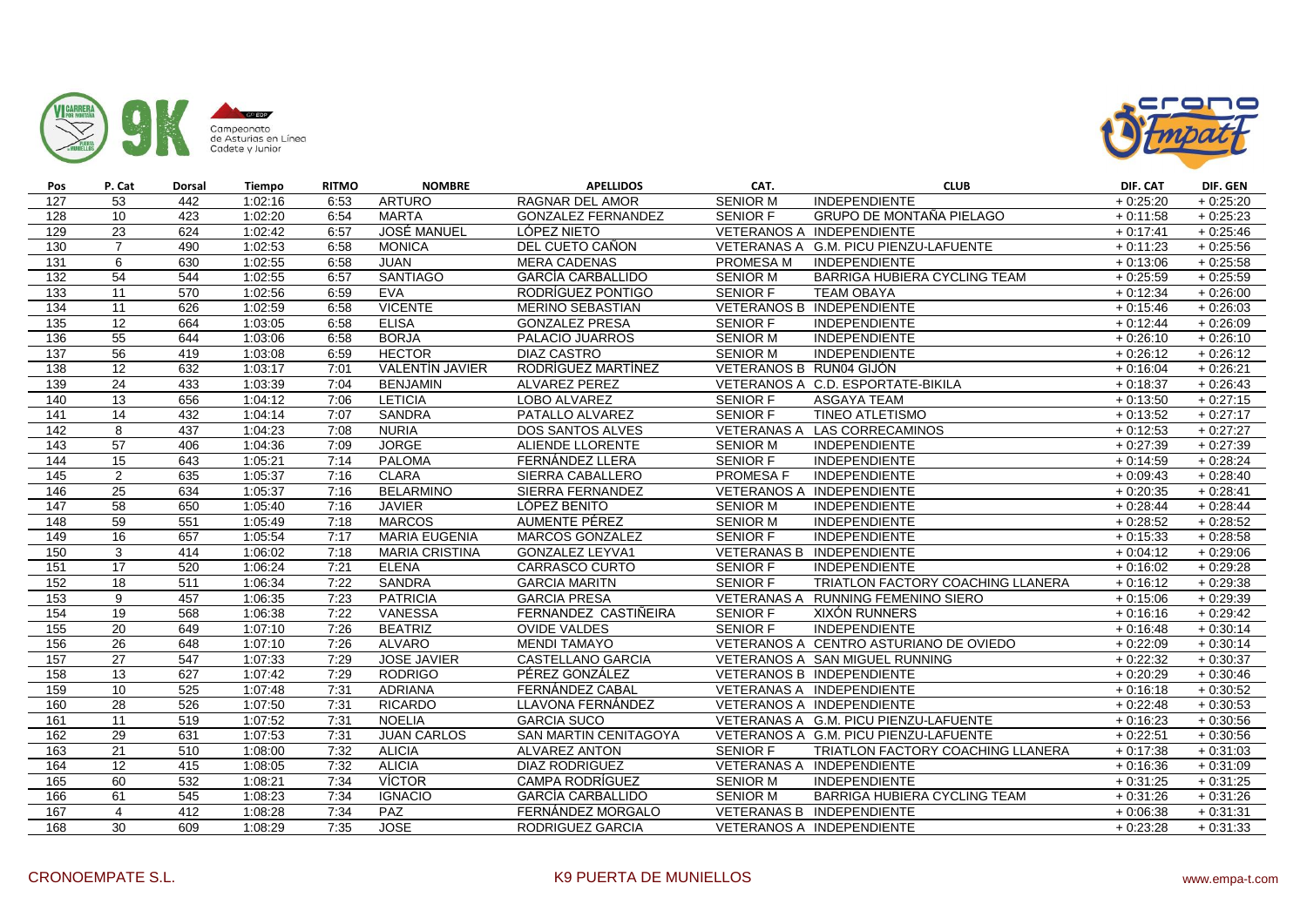| Pos | P. Cat | Dorsal | Tiempo | RITMO | NOMBRE | APELLIDOS | CAT. | CLUB | DIF. CAT | DIF. GEN |
|---|---|---|---|---|---|---|---|---|---|---|
| 127 | 53 | 442 | 1:02:16 | 6:53 | ARTURO | RAGNAR DEL AMOR | SENIOR M | INDEPENDIENTE | + 0:25:20 | + 0:25:20 |
| 128 | 10 | 423 | 1:02:20 | 6:54 | MARTA | GONZALEZ FERNANDEZ | SENIOR F | GRUPO DE MONTAÑA PIELAGO | + 0:11:58 | + 0:25:23 |
| 129 | 23 | 624 | 1:02:42 | 6:57 | JOSÉ MANUEL | LÓPEZ NIETO | VETERANOS A | INDEPENDIENTE | + 0:17:41 | + 0:25:46 |
| 130 | 7 | 490 | 1:02:53 | 6:58 | MONICA | DEL CUETO CAÑON | VETERANAS A | G.M. PICU PIENZU-LAFUENTE | + 0:11:23 | + 0:25:56 |
| 131 | 6 | 630 | 1:02:55 | 6:58 | JUAN | MERA CADENAS | PROMESA M | INDEPENDIENTE | + 0:13:06 | + 0:25:58 |
| 132 | 54 | 544 | 1:02:55 | 6:57 | SANTIAGO | GARCÍA CARBALLIDO | SENIOR M | BARRIGA HUBIERA CYCLING TEAM | + 0:25:59 | + 0:25:59 |
| 133 | 11 | 570 | 1:02:56 | 6:59 | EVA | RODRÍGUEZ PONTIGO | SENIOR F | TEAM OBAYA | + 0:12:34 | + 0:26:00 |
| 134 | 11 | 626 | 1:02:59 | 6:58 | VICENTE | MERINO SEBASTIAN | VETERANOS B | INDEPENDIENTE | + 0:15:46 | + 0:26:03 |
| 135 | 12 | 664 | 1:03:05 | 6:58 | ELISA | GONZALEZ PRESA | SENIOR F | INDEPENDIENTE | + 0:12:44 | + 0:26:09 |
| 136 | 55 | 644 | 1:03:06 | 6:58 | BORJA | PALACIO JUARROS | SENIOR M | INDEPENDIENTE | + 0:26:10 | + 0:26:10 |
| 137 | 56 | 419 | 1:03:08 | 6:59 | HECTOR | DIAZ CASTRO | SENIOR M | INDEPENDIENTE | + 0:26:12 | + 0:26:12 |
| 138 | 12 | 632 | 1:03:17 | 7:01 | VALENTÍN JAVIER | RODRÍGUEZ MARTÍNEZ | VETERANOS B | RUN04 GIJÓN | + 0:16:04 | + 0:26:21 |
| 139 | 24 | 433 | 1:03:39 | 7:04 | BENJAMIN | ALVAREZ PEREZ | VETERANOS A | C.D. ESPORTATE-BIKILA | + 0:18:37 | + 0:26:43 |
| 140 | 13 | 656 | 1:04:12 | 7:06 | LETICIA | LOBO ALVAREZ | SENIOR F | ASGAYA TEAM | + 0:13:50 | + 0:27:15 |
| 141 | 14 | 432 | 1:04:14 | 7:07 | SANDRA | PATALLO ALVAREZ | SENIOR F | TINEO ATLETISMO | + 0:13:52 | + 0:27:17 |
| 142 | 8 | 437 | 1:04:23 | 7:08 | NURIA | DOS SANTOS ALVES | VETERANAS A | LAS CORRECAMINOS | + 0:12:53 | + 0:27:27 |
| 143 | 57 | 406 | 1:04:36 | 7:09 | JORGE | ALIENDE LLORENTE | SENIOR M | INDEPENDIENTE | + 0:27:39 | + 0:27:39 |
| 144 | 15 | 643 | 1:05:21 | 7:14 | PALOMA | FERNÁNDEZ LLERA | SENIOR F | INDEPENDIENTE | + 0:14:59 | + 0:28:24 |
| 145 | 2 | 635 | 1:05:37 | 7:16 | CLARA | SIERRA CABALLERO | PROMESA F | INDEPENDIENTE | + 0:09:43 | + 0:28:40 |
| 146 | 25 | 634 | 1:05:37 | 7:16 | BELARMINO | SIERRA FERNANDEZ | VETERANOS A | INDEPENDIENTE | + 0:20:35 | + 0:28:41 |
| 147 | 58 | 650 | 1:05:40 | 7:16 | JAVIER | LÓPEZ BENITO | SENIOR M | INDEPENDIENTE | + 0:28:44 | + 0:28:44 |
| 148 | 59 | 551 | 1:05:49 | 7:18 | MARCOS | AUMENTE PÉREZ | SENIOR M | INDEPENDIENTE | + 0:28:52 | + 0:28:52 |
| 149 | 16 | 657 | 1:05:54 | 7:17 | MARIA EUGENIA | MARCOS GONZALEZ | SENIOR F | INDEPENDIENTE | + 0:15:33 | + 0:28:58 |
| 150 | 3 | 414 | 1:06:02 | 7:18 | MARIA CRISTINA | GONZALEZ LEYVA1 | VETERANAS B | INDEPENDIENTE | + 0:04:12 | + 0:29:06 |
| 151 | 17 | 520 | 1:06:24 | 7:21 | ELENA | CARRASCO CURTO | SENIOR F | INDEPENDIENTE | + 0:16:02 | + 0:29:28 |
| 152 | 18 | 511 | 1:06:34 | 7:22 | SANDRA | GARCIA MARITN | SENIOR F | TRIATLON FACTORY COACHING LLANERA | + 0:16:12 | + 0:29:38 |
| 153 | 9 | 457 | 1:06:35 | 7:23 | PATRICIA | GARCIA PRESA | VETERANAS A | RUNNING FEMENINO SIERO | + 0:15:06 | + 0:29:39 |
| 154 | 19 | 568 | 1:06:38 | 7:22 | VANESSA | FERNANDEZ CASTIÑEIRA | SENIOR F | XIXÓN RUNNERS | + 0:16:16 | + 0:29:42 |
| 155 | 20 | 649 | 1:07:10 | 7:26 | BEATRIZ | OVIDE VALDES | SENIOR F | INDEPENDIENTE | + 0:16:48 | + 0:30:14 |
| 156 | 26 | 648 | 1:07:10 | 7:26 | ALVARO | MENDI TAMAYO | VETERANOS A | CENTRO ASTURIANO DE OVIEDO | + 0:22:09 | + 0:30:14 |
| 157 | 27 | 547 | 1:07:33 | 7:29 | JOSE JAVIER | CASTELLANO GARCIA | VETERANOS A | SAN MIGUEL RUNNING | + 0:22:32 | + 0:30:37 |
| 158 | 13 | 627 | 1:07:42 | 7:29 | RODRIGO | PÉREZ GONZÁLEZ | VETERANOS B | INDEPENDIENTE | + 0:20:29 | + 0:30:46 |
| 159 | 10 | 525 | 1:07:48 | 7:31 | ADRIANA | FERNÁNDEZ CABAL | VETERANAS A | INDEPENDIENTE | + 0:16:18 | + 0:30:52 |
| 160 | 28 | 526 | 1:07:50 | 7:31 | RICARDO | LLAVONA FERNÁNDEZ | VETERANOS A | INDEPENDIENTE | + 0:22:48 | + 0:30:53 |
| 161 | 11 | 519 | 1:07:52 | 7:31 | NOELIA | GARCIA SUCO | VETERANAS A | G.M. PICU PIENZU-LAFUENTE | + 0:16:23 | + 0:30:56 |
| 162 | 29 | 631 | 1:07:53 | 7:31 | JUAN CARLOS | SAN MARTIN CENITAGOYA | VETERANOS A | G.M. PICU PIENZU-LAFUENTE | + 0:22:51 | + 0:30:56 |
| 163 | 21 | 510 | 1:08:00 | 7:32 | ALICIA | ALVAREZ ANTON | SENIOR F | TRIATLON FACTORY COACHING LLANERA | + 0:17:38 | + 0:31:03 |
| 164 | 12 | 415 | 1:08:05 | 7:32 | ALICIA | DIAZ RODRIGUEZ | VETERANAS A | INDEPENDIENTE | + 0:16:36 | + 0:31:09 |
| 165 | 60 | 532 | 1:08:21 | 7:34 | VÍCTOR | CAMPA RODRÍGUEZ | SENIOR M | INDEPENDIENTE | + 0:31:25 | + 0:31:25 |
| 166 | 61 | 545 | 1:08:23 | 7:34 | IGNACIO | GARCÍA CARBALLIDO | SENIOR M | BARRIGA HUBIERA CYCLING TEAM | + 0:31:26 | + 0:31:26 |
| 167 | 4 | 412 | 1:08:28 | 7:34 | PAZ | FERNÁNDEZ MORGALO | VETERANAS B | INDEPENDIENTE | + 0:06:38 | + 0:31:31 |
| 168 | 30 | 609 | 1:08:29 | 7:35 | JOSE | RODRIGUEZ GARCIA | VETERANOS A | INDEPENDIENTE | + 0:23:28 | + 0:31:33 |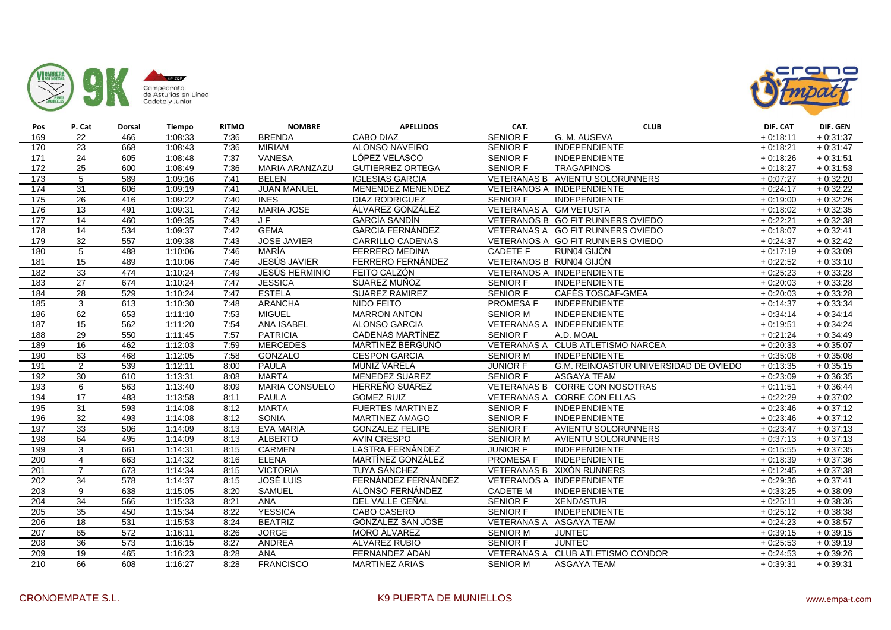| Pos | P. Cat | Dorsal | Tiempo | RITMO | NOMBRE | APELLIDOS | CAT. | CLUB | DIF. CAT | DIF. GEN |
|---|---|---|---|---|---|---|---|---|---|---|
| 169 | 22 | 466 | 1:08:33 | 7:36 | BRENDA | CABO DIAZ | SENIOR F | G. M. AUSEVA | + 0:18:11 | + 0:31:37 |
| 170 | 23 | 668 | 1:08:43 | 7:36 | MIRIAM | ALONSO NAVEIRO | SENIOR F | INDEPENDIENTE | + 0:18:21 | + 0:31:47 |
| 171 | 24 | 605 | 1:08:48 | 7:37 | VANESA | LÓPEZ VELASCO | SENIOR F | INDEPENDIENTE | + 0:18:26 | + 0:31:51 |
| 172 | 25 | 600 | 1:08:49 | 7:36 | MARIA ARANZAZU | GUTIERREZ ORTEGA | SENIOR F | TRAGAPINOS | + 0:18:27 | + 0:31:53 |
| 173 | 5 | 589 | 1:09:16 | 7:41 | BELEN | IGLESIAS GARCIA | VETERANAS B | AVIENTU SOLORUNNERS | + 0:07:27 | + 0:32:20 |
| 174 | 31 | 606 | 1:09:19 | 7:41 | JUAN MANUEL | MENENDEZ MENENDEZ | VETERANOS A | INDEPENDIENTE | + 0:24:17 | + 0:32:22 |
| 175 | 26 | 416 | 1:09:22 | 7:40 | INES | DIAZ RODRIGUEZ | SENIOR F | INDEPENDIENTE | + 0:19:00 | + 0:32:26 |
| 176 | 13 | 491 | 1:09:31 | 7:42 | MARIA JOSE | ÁLVAREZ GONZÁLEZ | VETERANAS A | GM VETUSTA | + 0:18:02 | + 0:32:35 |
| 177 | 14 | 460 | 1:09:35 | 7:43 | J F | GARCÍA SANDÍN | VETERANOS B | GO FIT RUNNERS OVIEDO | + 0:22:21 | + 0:32:38 |
| 178 | 14 | 534 | 1:09:37 | 7:42 | GEMA | GARCIA FERNÁNDEZ | VETERANAS A | GO FIT RUNNERS OVIEDO | + 0:18:07 | + 0:32:41 |
| 179 | 32 | 557 | 1:09:38 | 7:43 | JOSE JAVIER | CARRILLO CADENAS | VETERANOS A | GO FIT RUNNERS OVIEDO | + 0:24:37 | + 0:32:42 |
| 180 | 5 | 488 | 1:10:06 | 7:46 | MARÍA | FERRERO MEDINA | CADETE F | RUN04 GIJÓN | + 0:17:19 | + 0:33:09 |
| 181 | 15 | 489 | 1:10:06 | 7:46 | JESÚS JAVIER | FERRERO FERNÁNDEZ | VETERANOS B | RUN04 GIJÓN | + 0:22:52 | + 0:33:10 |
| 182 | 33 | 474 | 1:10:24 | 7:49 | JESÚS HERMINIO | FEITO CALZÓN | VETERANOS A | INDEPENDIENTE | + 0:25:23 | + 0:33:28 |
| 183 | 27 | 674 | 1:10:24 | 7:47 | JESSICA | SUAREZ MUÑOZ | SENIOR F | INDEPENDIENTE | + 0:20:03 | + 0:33:28 |
| 184 | 28 | 529 | 1:10:24 | 7:47 | ESTELA | SUAREZ RAMIREZ | SENIOR F | CAFÉS TOSCAF-GMEA | + 0:20:03 | + 0:33:28 |
| 185 | 3 | 613 | 1:10:30 | 7:48 | ARANCHA | NIDO FEITO | PROMESA F | INDEPENDIENTE | + 0:14:37 | + 0:33:34 |
| 186 | 62 | 653 | 1:11:10 | 7:53 | MIGUEL | MARRON ANTON | SENIOR M | INDEPENDIENTE | + 0:34:14 | + 0:34:14 |
| 187 | 15 | 562 | 1:11:20 | 7:54 | ANA ISABEL | ALONSO GARCIA | VETERANAS A | INDEPENDIENTE | + 0:19:51 | + 0:34:24 |
| 188 | 29 | 550 | 1:11:45 | 7:57 | PATRICIA | CADENAS MARTÍNEZ | SENIOR F | A.D. MOAL | + 0:21:24 | + 0:34:49 |
| 189 | 16 | 462 | 1:12:03 | 7:59 | MERCEDES | MARTINEZ BERGUÑO | VETERANAS A | CLUB ATLETISMO NARCEA | + 0:20:33 | + 0:35:07 |
| 190 | 63 | 468 | 1:12:05 | 7:58 | GONZALO | CESPON GARCIA | SENIOR M | INDEPENDIENTE | + 0:35:08 | + 0:35:08 |
| 191 | 2 | 539 | 1:12:11 | 8:00 | PAULA | MUÑIZ VARELA | JUNIOR F | G.M. REINOASTUR UNIVERSIDAD DE OVIEDO | + 0:13:35 | + 0:35:15 |
| 192 | 30 | 610 | 1:13:31 | 8:08 | MARTA | MENEDEZ SUAREZ | SENIOR F | ASGAYA TEAM | + 0:23:09 | + 0:36:35 |
| 193 | 6 | 563 | 1:13:40 | 8:09 | MARIA CONSUELO | HERREÑO SUÁREZ | VETERANAS B | CORRE CON NOSOTRAS | + 0:11:51 | + 0:36:44 |
| 194 | 17 | 483 | 1:13:58 | 8:11 | PAULA | GOMEZ RUIZ | VETERANAS A | CORRE CON ELLAS | + 0:22:29 | + 0:37:02 |
| 195 | 31 | 593 | 1:14:08 | 8:12 | MARTA | FUERTES MARTINEZ | SENIOR F | INDEPENDIENTE | + 0:23:46 | + 0:37:12 |
| 196 | 32 | 493 | 1:14:08 | 8:12 | SONIA | MARTINEZ AMAGO | SENIOR F | INDEPENDIENTE | + 0:23:46 | + 0:37:12 |
| 197 | 33 | 506 | 1:14:09 | 8:13 | EVA MARIA | GONZALEZ FELIPE | SENIOR F | AVIENTU SOLORUNNERS | + 0:23:47 | + 0:37:13 |
| 198 | 64 | 495 | 1:14:09 | 8:13 | ALBERTO | AVIN CRESPO | SENIOR M | AVIENTU SOLORUNNERS | + 0:37:13 | + 0:37:13 |
| 199 | 3 | 661 | 1:14:31 | 8:15 | CARMEN | LASTRA FERNÁNDEZ | JUNIOR F | INDEPENDIENTE | + 0:15:55 | + 0:37:35 |
| 200 | 4 | 663 | 1:14:32 | 8:16 | ELENA | MARTÍNEZ GONZÁLEZ | PROMESA F | INDEPENDIENTE | + 0:18:39 | + 0:37:36 |
| 201 | 7 | 673 | 1:14:34 | 8:15 | VICTORIA | TUYA SÁNCHEZ | VETERANAS B | XIXÓN RUNNERS | + 0:12:45 | + 0:37:38 |
| 202 | 34 | 578 | 1:14:37 | 8:15 | JOSÉ LUIS | FERNÁNDEZ FERNÁNDEZ | VETERANOS A | INDEPENDIENTE | + 0:29:36 | + 0:37:41 |
| 203 | 9 | 638 | 1:15:05 | 8:20 | SAMUEL | ALONSO FERNÁNDEZ | CADETE M | INDEPENDIENTE | + 0:33:25 | + 0:38:09 |
| 204 | 34 | 566 | 1:15:33 | 8:21 | ANA | DEL VALLE CEÑAL | SENIOR F | XENDASTUR | + 0:25:11 | + 0:38:36 |
| 205 | 35 | 450 | 1:15:34 | 8:22 | YESSICA | CABO CASERO | SENIOR F | INDEPENDIENTE | + 0:25:12 | + 0:38:38 |
| 206 | 18 | 531 | 1:15:53 | 8:24 | BEATRIZ | GONZÁLEZ SAN JOSÉ | VETERANAS A | ASGAYA TEAM | + 0:24:23 | + 0:38:57 |
| 207 | 65 | 572 | 1:16:11 | 8:26 | JORGE | MORO ÁLVAREZ | SENIOR M | JUNTEC | + 0:39:15 | + 0:39:15 |
| 208 | 36 | 573 | 1:16:15 | 8:27 | ANDREA | ALVAREZ RUBIO | SENIOR F | JUNTEC | + 0:25:53 | + 0:39:19 |
| 209 | 19 | 465 | 1:16:23 | 8:28 | ANA | FERNANDEZ ADAN | VETERANAS A | CLUB ATLETISMO CONDOR | + 0:24:53 | + 0:39:26 |
| 210 | 66 | 608 | 1:16:27 | 8:28 | FRANCISCO | MARTINEZ ARIAS | SENIOR M | ASGAYA TEAM | + 0:39:31 | + 0:39:31 |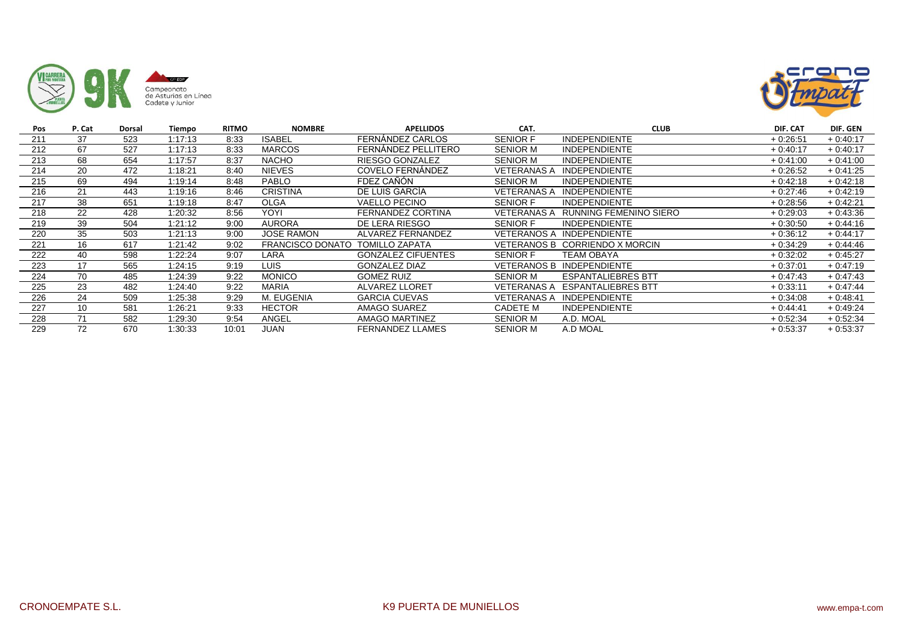| Pos | P. Cat | Dorsal | Tiempo | RITMO | NOMBRE | APELLIDOS | CAT. | CLUB | DIF. CAT | DIF. GEN |
|---|---|---|---|---|---|---|---|---|---|---|
| 211 | 37 | 523 | 1:17:13 | 8:33 | ISABEL | FERNÁNDEZ CARLOS | SENIOR F | INDEPENDIENTE | + 0:26:51 | + 0:40:17 |
| 212 | 67 | 527 | 1:17:13 | 8:33 | MARCOS | FERNÁNDEZ PELLITERO | SENIOR M | INDEPENDIENTE | + 0:40:17 | + 0:40:17 |
| 213 | 68 | 654 | 1:17:57 | 8:37 | NACHO | RIESGO GONZALEZ | SENIOR M | INDEPENDIENTE | + 0:41:00 | + 0:41:00 |
| 214 | 20 | 472 | 1:18:21 | 8:40 | NIEVES | COVELO FERNÁNDEZ | VETERANAS A | INDEPENDIENTE | + 0:26:52 | + 0:41:25 |
| 215 | 69 | 494 | 1:19:14 | 8:48 | PABLO | FDEZ CAÑÓN | SENIOR M | INDEPENDIENTE | + 0:42:18 | + 0:42:18 |
| 216 | 21 | 443 | 1:19:16 | 8:46 | CRISTINA | DE LUIS GARCÍA | VETERANAS A | INDEPENDIENTE | + 0:27:46 | + 0:42:19 |
| 217 | 38 | 651 | 1:19:18 | 8:47 | OLGA | VAELLO PECINO | SENIOR F | INDEPENDIENTE | + 0:28:56 | + 0:42:21 |
| 218 | 22 | 428 | 1:20:32 | 8:56 | YOYI | FERNANDEZ CORTINA | VETERANAS A | RUNNING FEMENINO SIERO | + 0:29:03 | + 0:43:36 |
| 219 | 39 | 504 | 1:21:12 | 9:00 | AURORA | DE LERA RIESGO | SENIOR F | INDEPENDIENTE | + 0:30:50 | + 0:44:16 |
| 220 | 35 | 503 | 1:21:13 | 9:00 | JOSE RAMON | ALVAREZ FERNANDEZ | VETERANOS A | INDEPENDIENTE | + 0:36:12 | + 0:44:17 |
| 221 | 16 | 617 | 1:21:42 | 9:02 | FRANCISCO DONATO | TOMILLO ZAPATA | VETERANOS B | CORRIENDO X MORCIN | + 0:34:29 | + 0:44:46 |
| 222 | 40 | 598 | 1:22:24 | 9:07 | LARA | GONZALEZ CIFUENTES | SENIOR F | TEAM OBAYA | + 0:32:02 | + 0:45:27 |
| 223 | 17 | 565 | 1:24:15 | 9:19 | LUIS | GONZALEZ DIAZ | VETERANOS B | INDEPENDIENTE | + 0:37:01 | + 0:47:19 |
| 224 | 70 | 485 | 1:24:39 | 9:22 | MONICO | GOMEZ RUIZ | SENIOR M | ESPANTALIEBRES BTT | + 0:47:43 | + 0:47:43 |
| 225 | 23 | 482 | 1:24:40 | 9:22 | MARIA | ALVAREZ LLORET | VETERANAS A | ESPANTALIEBRES BTT | + 0:33:11 | + 0:47:44 |
| 226 | 24 | 509 | 1:25:38 | 9:29 | M. EUGENIA | GARCIA CUEVAS | VETERANAS A | INDEPENDIENTE | + 0:34:08 | + 0:48:41 |
| 227 | 10 | 581 | 1:26:21 | 9:33 | HECTOR | AMAGO SUAREZ | CADETE M | INDEPENDIENTE | + 0:44:41 | + 0:49:24 |
| 228 | 71 | 582 | 1:29:30 | 9:54 | ANGEL | AMAGO MARTINEZ | SENIOR M | A.D. MOAL | + 0:52:34 | + 0:52:34 |
| 229 | 72 | 670 | 1:30:33 | 10:01 | JUAN | FERNANDEZ LLAMES | SENIOR M | A.D MOAL | + 0:53:37 | + 0:53:37 |